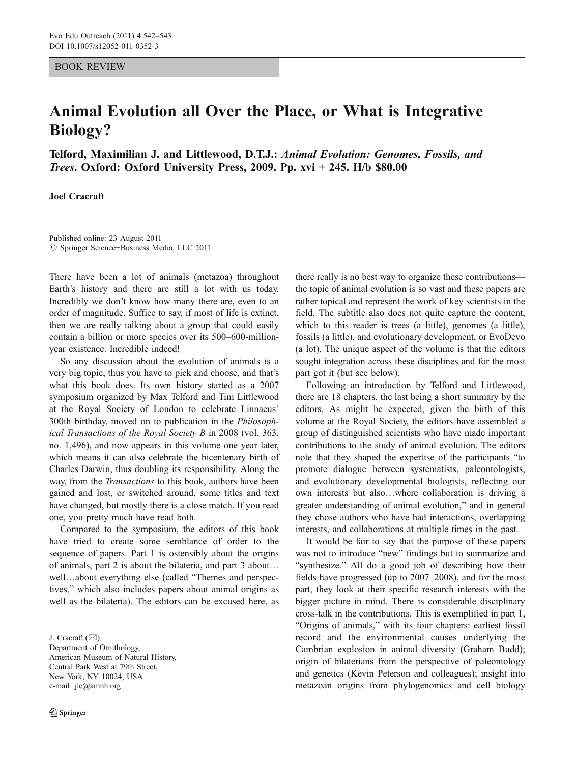BOOK REVIEW

# Animal Evolution all Over the Place, or What is Integrative Biology?

**Telford, Maximilian J. and Littlewood, D.T.J.: *Animal Evolution: Genomes, Fossils, and Trees*. Oxford: Oxford University Press, 2009. Pp. xvi + 245. H/b $80.00**

**Joel Cracraft**

Published online: 23 August 2011
© Springer Science+Business Media, LLC 2011

There have been a lot of animals (metazoa) throughout Earth's history and there are still a lot with us today. Incredibly we don't know how many there are, even to an order of magnitude. Suffice to say, if most of life is extinct, then we are really talking about a group that could easily contain a billion or more species over its 500–600-million-year existence. Incredible indeed!

So any discussion about the evolution of animals is a very big topic, thus you have to pick and choose, and that's what this book does. Its own history started as a 2007 symposium organized by Max Telford and Tim Littlewood at the Royal Society of London to celebrate Linnaeus' 300th birthday, moved on to publication in the *Philosophical Transactions of the Royal Society B* in 2008 (vol. 363, no. 1,496), and now appears in this volume one year later, which means it can also celebrate the bicentenary birth of Charles Darwin, thus doubling its responsibility. Along the way, from the *Transactions* to this book, authors have been gained and lost, or switched around, some titles and text have changed, but mostly there is a close match. If you read one, you pretty much have read both.

Compared to the symposium, the editors of this book have tried to create some semblance of order to the sequence of papers. Part 1 is ostensibly about the origins of animals, part 2 is about the bilateria, and part 3 about… well…about everything else (called "Themes and perspectives," which also includes papers about animal origins as well as the bilateria). The editors can be excused here, as there really is no best way to organize these contributions—the topic of animal evolution is so vast and these papers are rather topical and represent the work of key scientists in the field. The subtitle also does not quite capture the content, which to this reader is trees (a little), genomes (a little), fossils (a little), and evolutionary development, or EvoDevo (a lot). The unique aspect of the volume is that the editors sought integration across these disciplines and for the most part got it (but see below).

Following an introduction by Telford and Littlewood, there are 18 chapters, the last being a short summary by the editors. As might be expected, given the birth of this volume at the Royal Society, the editors have assembled a group of distinguished scientists who have made important contributions to the study of animal evolution. The editors note that they shaped the expertise of the participants "to promote dialogue between systematists, paleontologists, and evolutionary developmental biologists, reflecting our own interests but also…where collaboration is driving a greater understanding of animal evolution," and in general they chose authors who have had interactions, overlapping interests, and collaborations at multiple times in the past.

It would be fair to say that the purpose of these papers was not to introduce "new" findings but to summarize and "synthesize." All do a good job of describing how their fields have progressed (up to 2007–2008), and for the most part, they look at their specific research interests with the bigger picture in mind. There is considerable disciplinary cross-talk in the contributions. This is exemplified in part 1, "Origins of animals," with its four chapters: earliest fossil record and the environmental causes underlying the Cambrian explosion in animal diversity (Graham Budd); origin of bilaterians from the perspective of paleontology and genetics (Kevin Peterson and colleagues); insight into metazoan origins from phylogenomics and cell biology

J. Cracraft (✉)
Department of Ornithology,
American Museum of Natural History,
Central Park West at 79th Street,
New York, NY 10024, USA
e-mail: jlc@amnh.org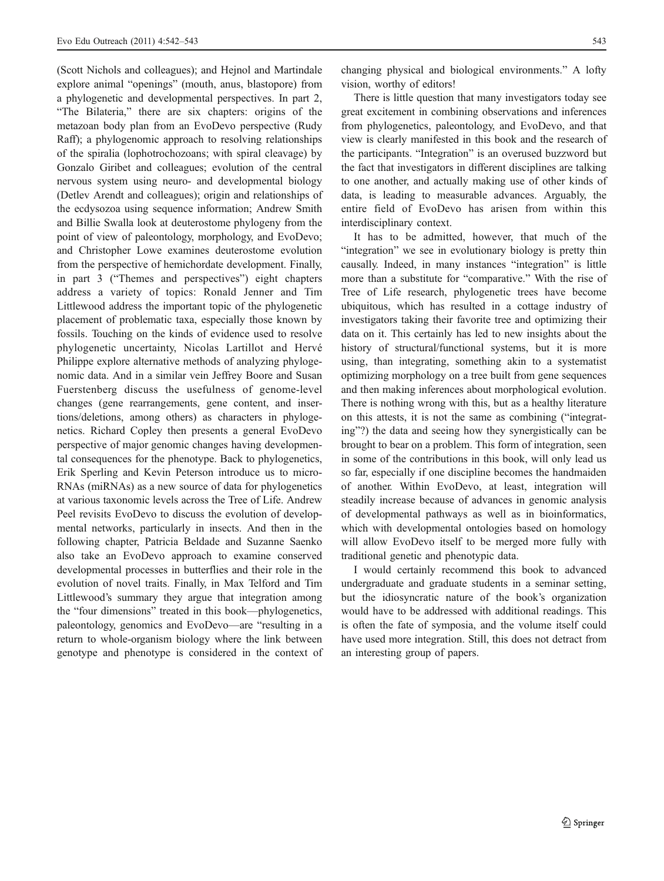(Scott Nichols and colleagues); and Hejnol and Martindale explore animal "openings" (mouth, anus, blastopore) from a phylogenetic and developmental perspectives. In part 2, "The Bilateria," there are six chapters: origins of the metazoan body plan from an EvoDevo perspective (Rudy Raff); a phylogenomic approach to resolving relationships of the spiralia (lophotrochozoans; with spiral cleavage) by Gonzalo Giribet and colleagues; evolution of the central nervous system using neuro- and developmental biology (Detlev Arendt and colleagues); origin and relationships of the ecdysozoa using sequence information; Andrew Smith and Billie Swalla look at deuterostome phylogeny from the point of view of paleontology, morphology, and EvoDevo; and Christopher Lowe examines deuterostome evolution from the perspective of hemichordate development. Finally, in part 3 ("Themes and perspectives") eight chapters address a variety of topics: Ronald Jenner and Tim Littlewood address the important topic of the phylogenetic placement of problematic taxa, especially those known by fossils. Touching on the kinds of evidence used to resolve phylogenetic uncertainty, Nicolas Lartillot and Hervé Philippe explore alternative methods of analyzing phylogenomic data. And in a similar vein Jeffrey Boore and Susan Fuerstenberg discuss the usefulness of genome-level changes (gene rearrangements, gene content, and insertions/deletions, among others) as characters in phylogenetics. Richard Copley then presents a general EvoDevo perspective of major genomic changes having developmental consequences for the phenotype. Back to phylogenetics, Erik Sperling and Kevin Peterson introduce us to microRNAs (miRNAs) as a new source of data for phylogenetics at various taxonomic levels across the Tree of Life. Andrew Peel revisits EvoDevo to discuss the evolution of developmental networks, particularly in insects. And then in the following chapter, Patricia Beldade and Suzanne Saenko also take an EvoDevo approach to examine conserved developmental processes in butterflies and their role in the evolution of novel traits. Finally, in Max Telford and Tim Littlewood's summary they argue that integration among the "four dimensions" treated in this book—phylogenetics, paleontology, genomics and EvoDevo—are "resulting in a return to whole-organism biology where the link between genotype and phenotype is considered in the context of changing physical and biological environments." A lofty vision, worthy of editors!

There is little question that many investigators today see great excitement in combining observations and inferences from phylogenetics, paleontology, and EvoDevo, and that view is clearly manifested in this book and the research of the participants. "Integration" is an overused buzzword but the fact that investigators in different disciplines are talking to one another, and actually making use of other kinds of data, is leading to measurable advances. Arguably, the entire field of EvoDevo has arisen from within this interdisciplinary context.

It has to be admitted, however, that much of the "integration" we see in evolutionary biology is pretty thin causally. Indeed, in many instances "integration" is little more than a substitute for "comparative." With the rise of Tree of Life research, phylogenetic trees have become ubiquitous, which has resulted in a cottage industry of investigators taking their favorite tree and optimizing their data on it. This certainly has led to new insights about the history of structural/functional systems, but it is more using, than integrating, something akin to a systematist optimizing morphology on a tree built from gene sequences and then making inferences about morphological evolution. There is nothing wrong with this, but as a healthy literature on this attests, it is not the same as combining ("integrating"?) the data and seeing how they synergistically can be brought to bear on a problem. This form of integration, seen in some of the contributions in this book, will only lead us so far, especially if one discipline becomes the handmaiden of another. Within EvoDevo, at least, integration will steadily increase because of advances in genomic analysis of developmental pathways as well as in bioinformatics, which with developmental ontologies based on homology will allow EvoDevo itself to be merged more fully with traditional genetic and phenotypic data.

I would certainly recommend this book to advanced undergraduate and graduate students in a seminar setting, but the idiosyncratic nature of the book's organization would have to be addressed with additional readings. This is often the fate of symposia, and the volume itself could have used more integration. Still, this does not detract from an interesting group of papers.